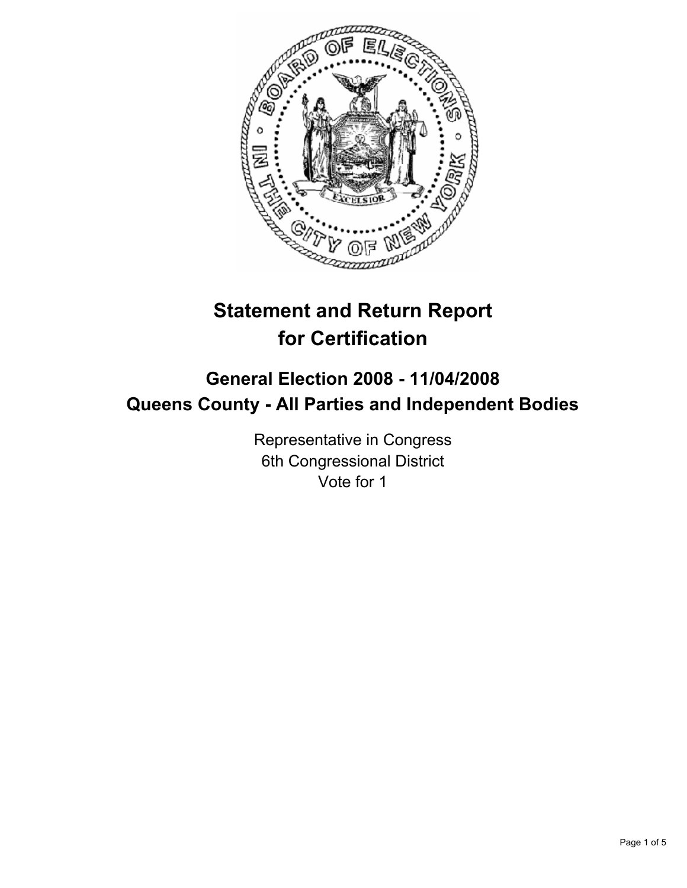# Statement and Return Report for Certification

## General Election 2008 - 11/04/2008
## Queens County - All Parties and Independent Bodies

Representative in Congress
6th Congressional District
Vote for 1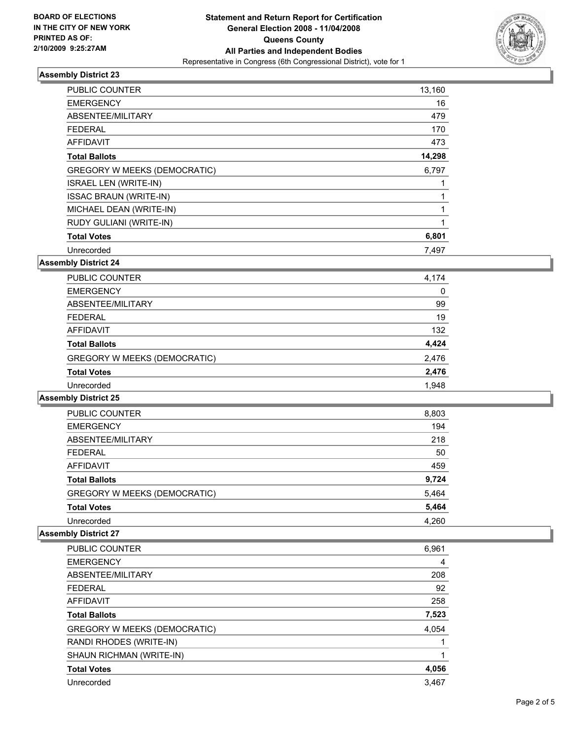**BOARD OF ELECTIONS IN THE CITY OF NEW YORK PRINTED AS OF: 2/10/2009 9:25:27AM**

# Statement and Return Report for Certification
## General Election 2008 - 11/04/2008
## Queens County
## All Parties and Independent Bodies
Representative in Congress (6th Congressional District), vote for 1

### Assembly District 23

| | |
|---|---|
| PUBLIC COUNTER | 13,160 |
| EMERGENCY | 16 |
| ABSENTEE/MILITARY | 479 |
| FEDERAL | 170 |
| AFFIDAVIT | 473 |
| **Total Ballots** | **14,298** |
| GREGORY W MEEKS (DEMOCRATIC) | 6,797 |
| ISRAEL LEN (WRITE-IN) | 1 |
| ISSAC BRAUN (WRITE-IN) | 1 |
| MICHAEL DEAN (WRITE-IN) | 1 |
| RUDY GULIANI (WRITE-IN) | 1 |
| **Total Votes** | **6,801** |
| Unrecorded | 7,497 |

### Assembly District 24

| | |
|---|---|
| PUBLIC COUNTER | 4,174 |
| EMERGENCY | 0 |
| ABSENTEE/MILITARY | 99 |
| FEDERAL | 19 |
| AFFIDAVIT | 132 |
| **Total Ballots** | **4,424** |
| GREGORY W MEEKS (DEMOCRATIC) | 2,476 |
| **Total Votes** | **2,476** |
| Unrecorded | 1,948 |

### Assembly District 25

| | |
|---|---|
| PUBLIC COUNTER | 8,803 |
| EMERGENCY | 194 |
| ABSENTEE/MILITARY | 218 |
| FEDERAL | 50 |
| AFFIDAVIT | 459 |
| **Total Ballots** | **9,724** |
| GREGORY W MEEKS (DEMOCRATIC) | 5,464 |
| **Total Votes** | **5,464** |
| Unrecorded | 4,260 |

### Assembly District 27

| | |
|---|---|
| PUBLIC COUNTER | 6,961 |
| EMERGENCY | 4 |
| ABSENTEE/MILITARY | 208 |
| FEDERAL | 92 |
| AFFIDAVIT | 258 |
| **Total Ballots** | **7,523** |
| GREGORY W MEEKS (DEMOCRATIC) | 4,054 |
| RANDI RHODES (WRITE-IN) | 1 |
| SHAUN RICHMAN (WRITE-IN) | 1 |
| **Total Votes** | **4,056** |
| Unrecorded | 3,467 |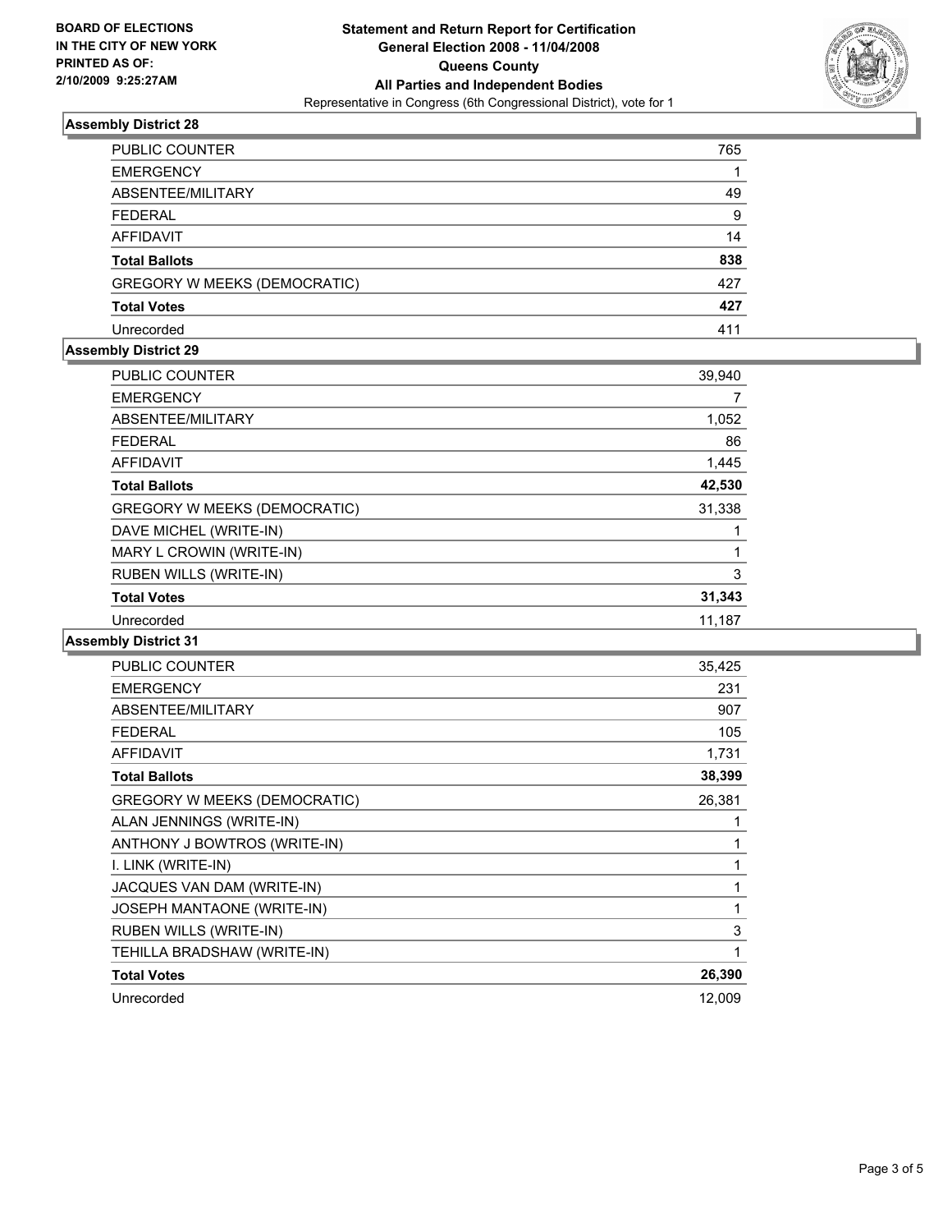**BOARD OF ELECTIONS IN THE CITY OF NEW YORK PRINTED AS OF: 2/10/2009 9:25:27AM**

**Statement and Return Report for Certification General Election 2008 - 11/04/2008 Queens County All Parties and Independent Bodies**

Representative in Congress (6th Congressional District), vote for 1

### Assembly District 28

| | |
|---|---|
| PUBLIC COUNTER | 765 |
| EMERGENCY | 1 |
| ABSENTEE/MILITARY | 49 |
| FEDERAL | 9 |
| AFFIDAVIT | 14 |
| **Total Ballots** | **838** |
| GREGORY W MEEKS (DEMOCRATIC) | 427 |
| **Total Votes** | **427** |
| Unrecorded | 411 |

### Assembly District 29

| | |
|---|---|
| PUBLIC COUNTER | 39,940 |
| EMERGENCY | 7 |
| ABSENTEE/MILITARY | 1,052 |
| FEDERAL | 86 |
| AFFIDAVIT | 1,445 |
| **Total Ballots** | **42,530** |
| GREGORY W MEEKS (DEMOCRATIC) | 31,338 |
| DAVE MICHEL (WRITE-IN) | 1 |
| MARY L CROWIN (WRITE-IN) | 1 |
| RUBEN WILLS (WRITE-IN) | 3 |
| **Total Votes** | **31,343** |
| Unrecorded | 11,187 |

### Assembly District 31

| | |
|---|---|
| PUBLIC COUNTER | 35,425 |
| EMERGENCY | 231 |
| ABSENTEE/MILITARY | 907 |
| FEDERAL | 105 |
| AFFIDAVIT | 1,731 |
| **Total Ballots** | **38,399** |
| GREGORY W MEEKS (DEMOCRATIC) | 26,381 |
| ALAN JENNINGS (WRITE-IN) | 1 |
| ANTHONY J BOWTROS (WRITE-IN) | 1 |
| I. LINK (WRITE-IN) | 1 |
| JACQUES VAN DAM (WRITE-IN) | 1 |
| JOSEPH MANTAONE (WRITE-IN) | 1 |
| RUBEN WILLS (WRITE-IN) | 3 |
| TEHILLA BRADSHAW (WRITE-IN) | 1 |
| **Total Votes** | **26,390** |
| Unrecorded | 12,009 |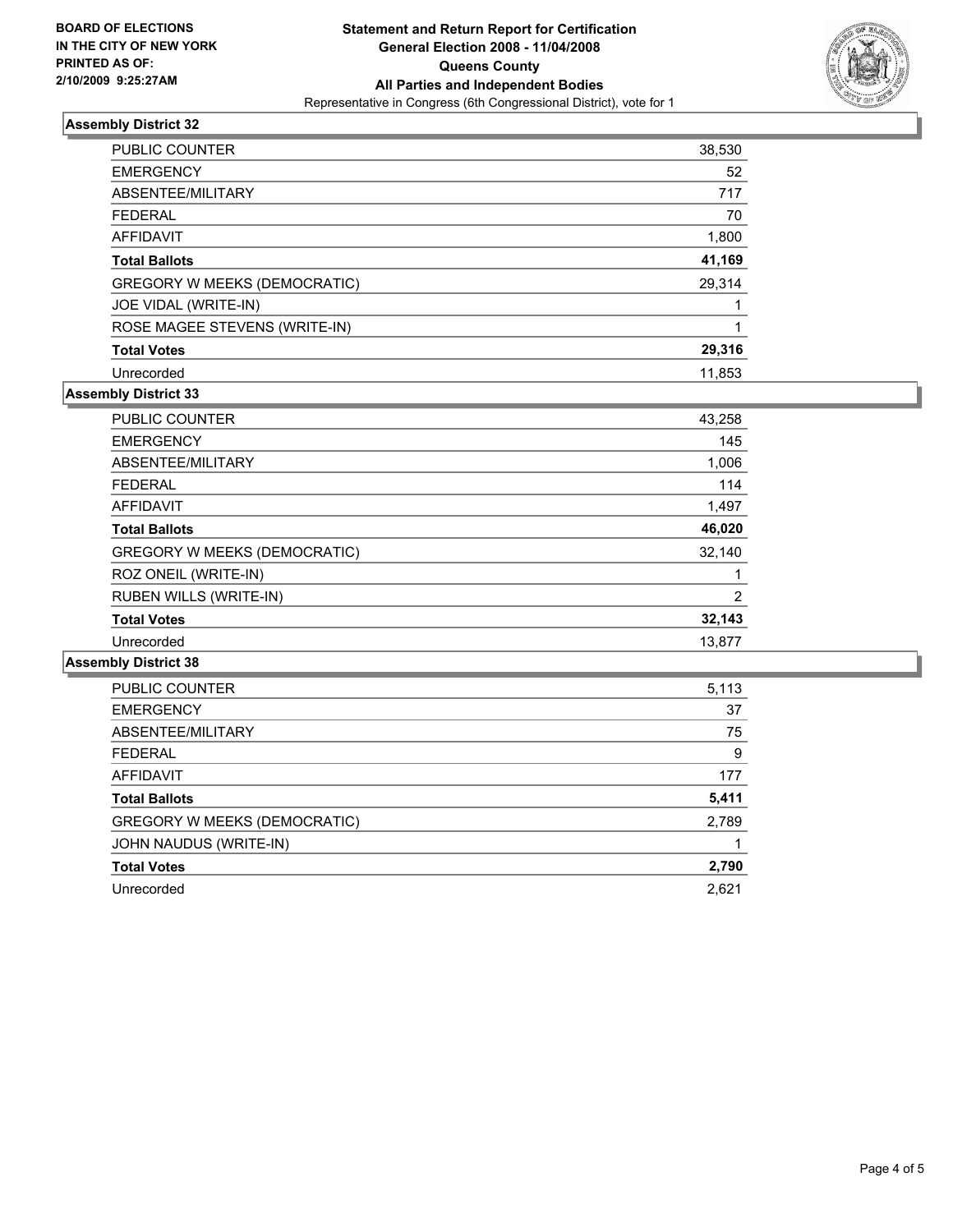**BOARD OF ELECTIONS IN THE CITY OF NEW YORK PRINTED AS OF: 2/10/2009 9:25:27AM**

# Statement and Return Report for Certification
## General Election 2008 - 11/04/2008
## Queens County
## All Parties and Independent Bodies
Representative in Congress (6th Congressional District), vote for 1

### Assembly District 32

| | |
|---|---|
| PUBLIC COUNTER | 38,530 |
| EMERGENCY | 52 |
| ABSENTEE/MILITARY | 717 |
| FEDERAL | 70 |
| AFFIDAVIT | 1,800 |
| **Total Ballots** | **41,169** |
| GREGORY W MEEKS (DEMOCRATIC) | 29,314 |
| JOE VIDAL (WRITE-IN) | 1 |
| ROSE MAGEE STEVENS (WRITE-IN) | 1 |
| **Total Votes** | **29,316** |
| Unrecorded | 11,853 |

### Assembly District 33

| | |
|---|---|
| PUBLIC COUNTER | 43,258 |
| EMERGENCY | 145 |
| ABSENTEE/MILITARY | 1,006 |
| FEDERAL | 114 |
| AFFIDAVIT | 1,497 |
| **Total Ballots** | **46,020** |
| GREGORY W MEEKS (DEMOCRATIC) | 32,140 |
| ROZ ONEIL (WRITE-IN) | 1 |
| RUBEN WILLS (WRITE-IN) | 2 |
| **Total Votes** | **32,143** |
| Unrecorded | 13,877 |

### Assembly District 38

| | |
|---|---|
| PUBLIC COUNTER | 5,113 |
| EMERGENCY | 37 |
| ABSENTEE/MILITARY | 75 |
| FEDERAL | 9 |
| AFFIDAVIT | 177 |
| **Total Ballots** | **5,411** |
| GREGORY W MEEKS (DEMOCRATIC) | 2,789 |
| JOHN NAUDUS (WRITE-IN) | 1 |
| **Total Votes** | **2,790** |
| Unrecorded | 2,621 |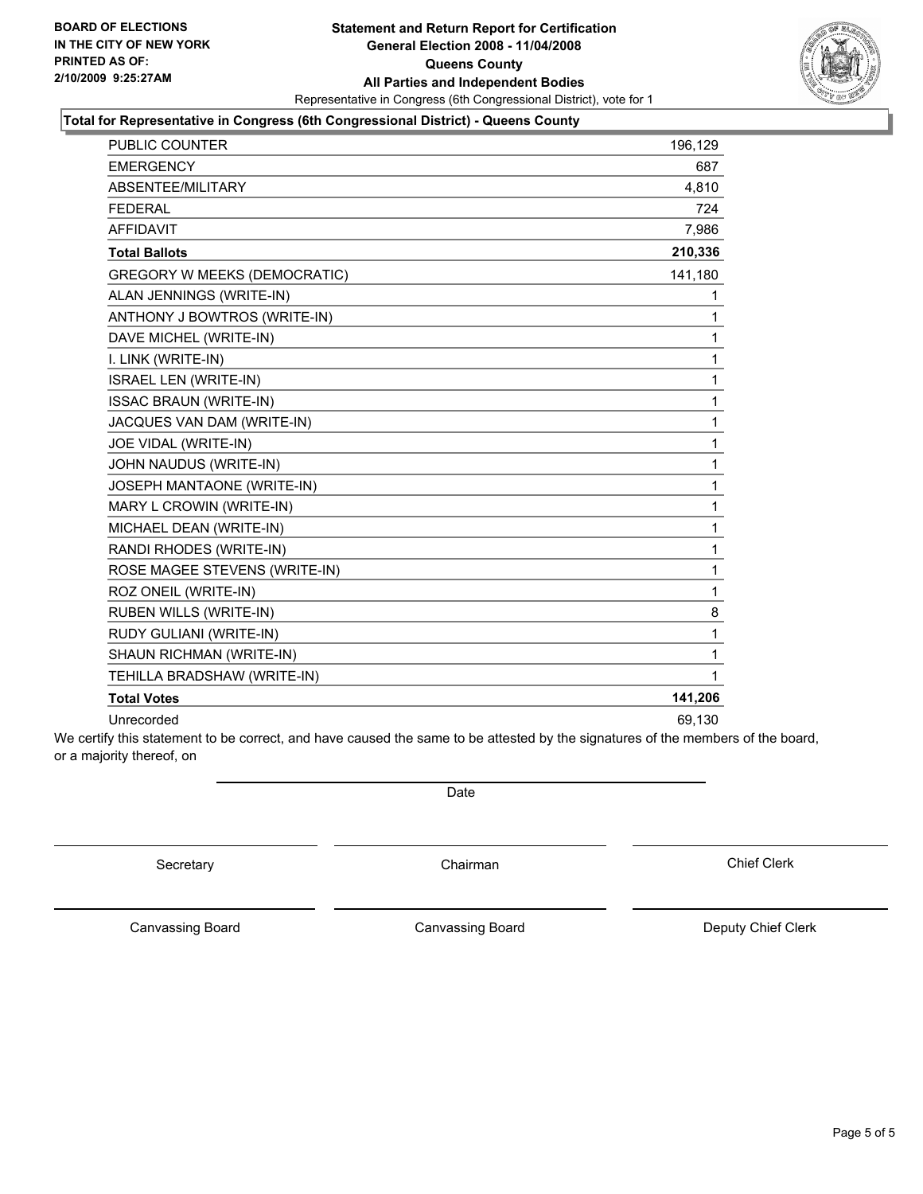**BOARD OF ELECTIONS IN THE CITY OF NEW YORK PRINTED AS OF: 2/10/2009 9:25:27AM**

# Statement and Return Report for Certification
## General Election 2008 - 11/04/2008
## Queens County
## All Parties and Independent Bodies

Representative in Congress (6th Congressional District), vote for 1

### Total for Representative in Congress (6th Congressional District) - Queens County

| | |
|---|---|
| PUBLIC COUNTER | 196,129 |
| EMERGENCY | 687 |
| ABSENTEE/MILITARY | 4,810 |
| FEDERAL | 724 |
| AFFIDAVIT | 7,986 |
| **Total Ballots** | **210,336** |
| GREGORY W MEEKS (DEMOCRATIC) | 141,180 |
| ALAN JENNINGS (WRITE-IN) | 1 |
| ANTHONY J BOWTROS (WRITE-IN) | 1 |
| DAVE MICHEL (WRITE-IN) | 1 |
| I. LINK (WRITE-IN) | 1 |
| ISRAEL LEN (WRITE-IN) | 1 |
| ISSAC BRAUN (WRITE-IN) | 1 |
| JACQUES VAN DAM (WRITE-IN) | 1 |
| JOE VIDAL (WRITE-IN) | 1 |
| JOHN NAUDUS (WRITE-IN) | 1 |
| JOSEPH MANTAONE (WRITE-IN) | 1 |
| MARY L CROWIN (WRITE-IN) | 1 |
| MICHAEL DEAN (WRITE-IN) | 1 |
| RANDI RHODES (WRITE-IN) | 1 |
| ROSE MAGEE STEVENS (WRITE-IN) | 1 |
| ROZ ONEIL (WRITE-IN) | 1 |
| RUBEN WILLS (WRITE-IN) | 8 |
| RUDY GULIANI (WRITE-IN) | 1 |
| SHAUN RICHMAN (WRITE-IN) | 1 |
| TEHILLA BRADSHAW (WRITE-IN) | 1 |
| **Total Votes** | **141,206** |
| Unrecorded | 69,130 |

We certify this statement to be correct, and have caused the same to be attested by the signatures of the members of the board, or a majority thereof, on

Date

Secretary | Chairman | Chief Clerk

Canvassing Board | Canvassing Board | Deputy Chief Clerk